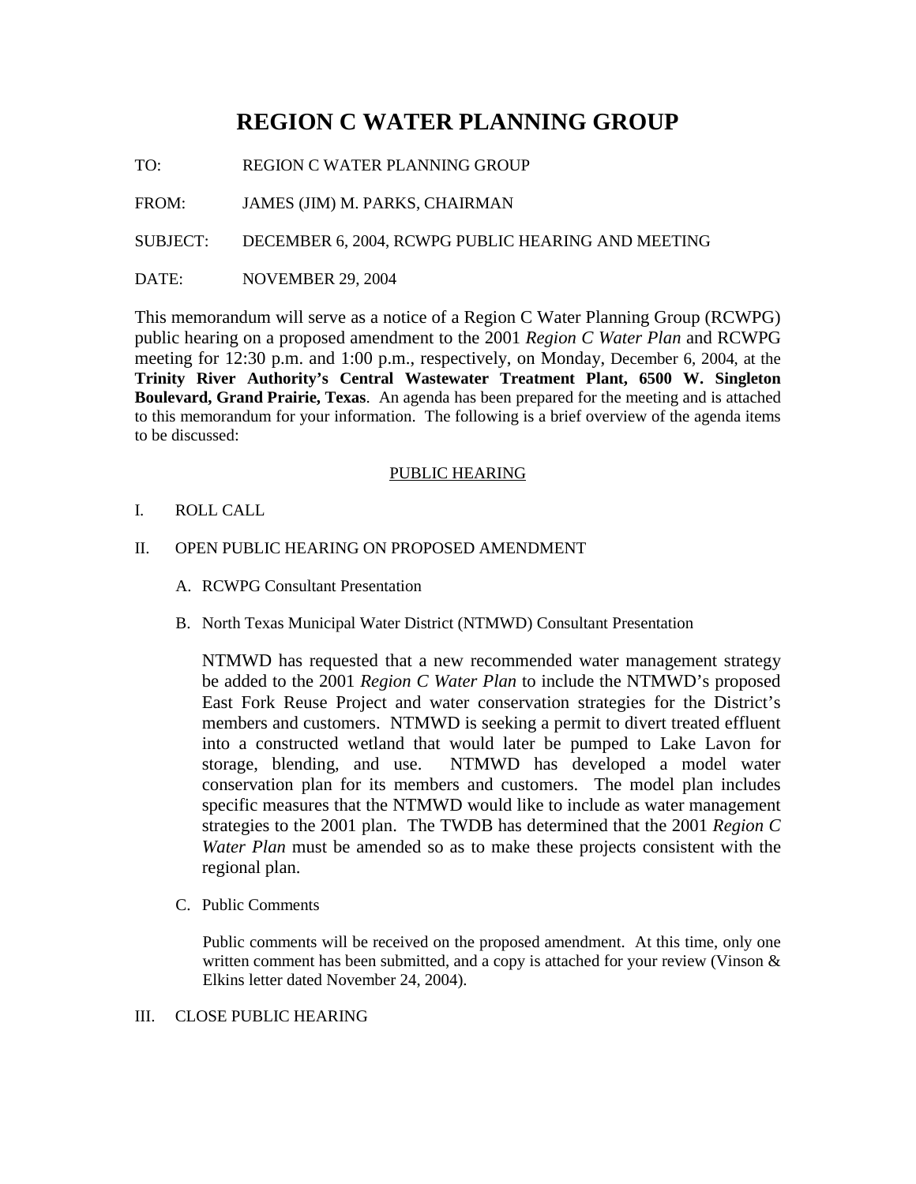# REGION C WATER PLANNING GROUP

TO: REGION C WATER PLANNING GROUP

FROM: JAMES (JIM) M. PARKS, CHAIRMAN

SUBJECT: DECEMBER 6, 2004, RCWPG PUBLIC HEARING AND MEETING

DATE: NOVEMBER 29, 2004

This memorandum will serve as a notice of a Region C Water Planning Group (RCWPG) public hearing on a proposed amendment to the 2001 *Region C Water Plan* and RCWPG meeting for 12:30 p.m. and 1:00 p.m., respectively, on Monday, December 6, 2004, at the **Trinity River Authority's Central Wastewater Treatment Plant, 6500 W. Singleton Boulevard, Grand Prairie, Texas**. An agenda has been prepared for the meeting and is attached to this memorandum for your information. The following is a brief overview of the agenda items to be discussed:

## PUBLIC HEARING

I. ROLL CALL

II. OPEN PUBLIC HEARING ON PROPOSED AMENDMENT

A. RCWPG Consultant Presentation

B. North Texas Municipal Water District (NTMWD) Consultant Presentation

NTMWD has requested that a new recommended water management strategy be added to the 2001 *Region C Water Plan* to include the NTMWD's proposed East Fork Reuse Project and water conservation strategies for the District's members and customers. NTMWD is seeking a permit to divert treated effluent into a constructed wetland that would later be pumped to Lake Lavon for storage, blending, and use. NTMWD has developed a model water conservation plan for its members and customers. The model plan includes specific measures that the NTMWD would like to include as water management strategies to the 2001 plan. The TWDB has determined that the 2001 *Region C Water Plan* must be amended so as to make these projects consistent with the regional plan.

C. Public Comments

Public comments will be received on the proposed amendment. At this time, only one written comment has been submitted, and a copy is attached for your review (Vinson & Elkins letter dated November 24, 2004).

III. CLOSE PUBLIC HEARING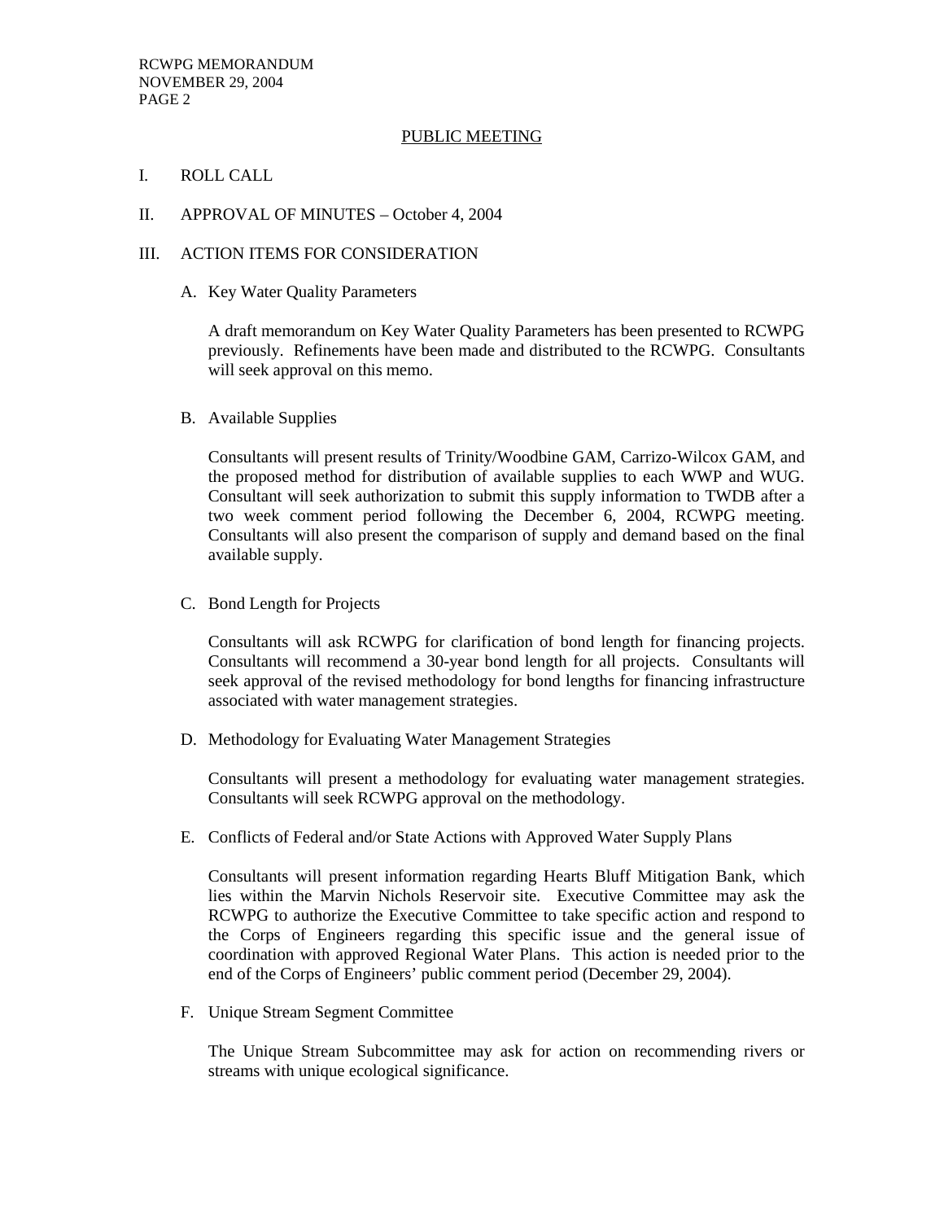## PUBLIC MEETING

I. ROLL CALL

II. APPROVAL OF MINUTES – October 4, 2004

III. ACTION ITEMS FOR CONSIDERATION

A. Key Water Quality Parameters

A draft memorandum on Key Water Quality Parameters has been presented to RCWPG previously. Refinements have been made and distributed to the RCWPG. Consultants will seek approval on this memo.

B. Available Supplies

Consultants will present results of Trinity/Woodbine GAM, Carrizo-Wilcox GAM, and the proposed method for distribution of available supplies to each WWP and WUG. Consultant will seek authorization to submit this supply information to TWDB after a two week comment period following the December 6, 2004, RCWPG meeting. Consultants will also present the comparison of supply and demand based on the final available supply.

C. Bond Length for Projects

Consultants will ask RCWPG for clarification of bond length for financing projects. Consultants will recommend a 30-year bond length for all projects. Consultants will seek approval of the revised methodology for bond lengths for financing infrastructure associated with water management strategies.

D. Methodology for Evaluating Water Management Strategies

Consultants will present a methodology for evaluating water management strategies. Consultants will seek RCWPG approval on the methodology.

E. Conflicts of Federal and/or State Actions with Approved Water Supply Plans

Consultants will present information regarding Hearts Bluff Mitigation Bank, which lies within the Marvin Nichols Reservoir site. Executive Committee may ask the RCWPG to authorize the Executive Committee to take specific action and respond to the Corps of Engineers regarding this specific issue and the general issue of coordination with approved Regional Water Plans. This action is needed prior to the end of the Corps of Engineers' public comment period (December 29, 2004).

F. Unique Stream Segment Committee

The Unique Stream Subcommittee may ask for action on recommending rivers or streams with unique ecological significance.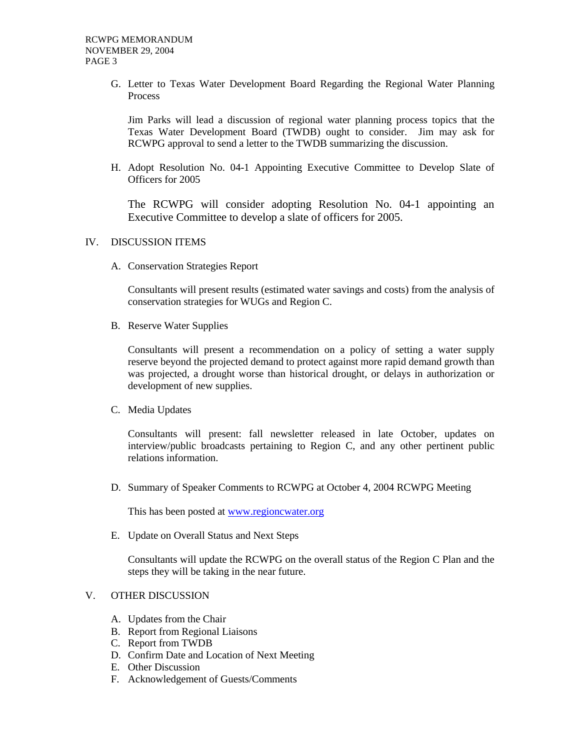G. Letter to Texas Water Development Board Regarding the Regional Water Planning Process

   Jim Parks will lead a discussion of regional water planning process topics that the Texas Water Development Board (TWDB) ought to consider. Jim may ask for RCWPG approval to send a letter to the TWDB summarizing the discussion.

H. Adopt Resolution No. 04-1 Appointing Executive Committee to Develop Slate of Officers for 2005

   The RCWPG will consider adopting Resolution No. 04-1 appointing an Executive Committee to develop a slate of officers for 2005.

## IV. DISCUSSION ITEMS

A. Conservation Strategies Report

   Consultants will present results (estimated water savings and costs) from the analysis of conservation strategies for WUGs and Region C.

B. Reserve Water Supplies

   Consultants will present a recommendation on a policy of setting a water supply reserve beyond the projected demand to protect against more rapid demand growth than was projected, a drought worse than historical drought, or delays in authorization or development of new supplies.

C. Media Updates

   Consultants will present: fall newsletter released in late October, updates on interview/public broadcasts pertaining to Region C, and any other pertinent public relations information.

D. Summary of Speaker Comments to RCWPG at October 4, 2004 RCWPG Meeting

   This has been posted at www.regioncwater.org

E. Update on Overall Status and Next Steps

   Consultants will update the RCWPG on the overall status of the Region C Plan and the steps they will be taking in the near future.

## V. OTHER DISCUSSION

A. Updates from the Chair
B. Report from Regional Liaisons
C. Report from TWDB
D. Confirm Date and Location of Next Meeting
E. Other Discussion
F. Acknowledgement of Guests/Comments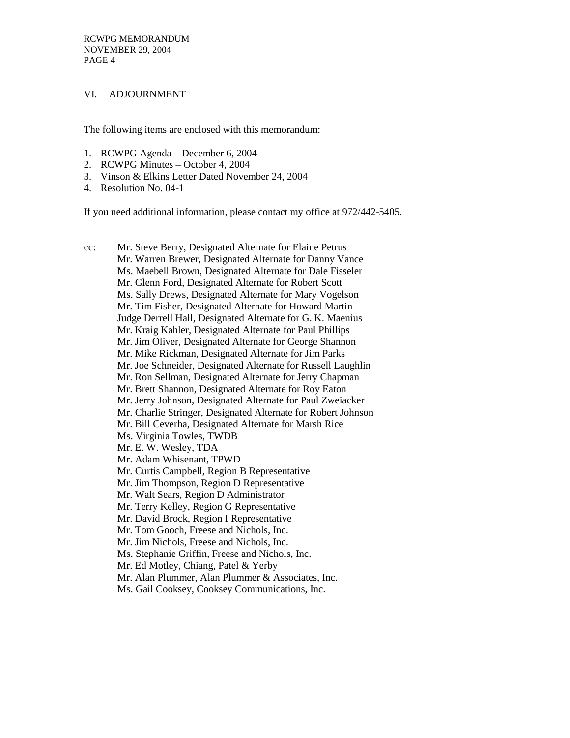## VI. ADJOURNMENT

The following items are enclosed with this memorandum:

1. RCWPG Agenda – December 6, 2004
2. RCWPG Minutes – October 4, 2004
3. Vinson & Elkins Letter Dated November 24, 2004
4. Resolution No. 04-1

If you need additional information, please contact my office at 972/442-5405.

cc: Mr. Steve Berry, Designated Alternate for Elaine Petrus
Mr. Warren Brewer, Designated Alternate for Danny Vance
Ms. Maebell Brown, Designated Alternate for Dale Fisseler
Mr. Glenn Ford, Designated Alternate for Robert Scott
Ms. Sally Drews, Designated Alternate for Mary Vogelson
Mr. Tim Fisher, Designated Alternate for Howard Martin
Judge Derrell Hall, Designated Alternate for G. K. Maenius
Mr. Kraig Kahler, Designated Alternate for Paul Phillips
Mr. Jim Oliver, Designated Alternate for George Shannon
Mr. Mike Rickman, Designated Alternate for Jim Parks
Mr. Joe Schneider, Designated Alternate for Russell Laughlin
Mr. Ron Sellman, Designated Alternate for Jerry Chapman
Mr. Brett Shannon, Designated Alternate for Roy Eaton
Mr. Jerry Johnson, Designated Alternate for Paul Zweiacker
Mr. Charlie Stringer, Designated Alternate for Robert Johnson
Mr. Bill Ceverha, Designated Alternate for Marsh Rice
Ms. Virginia Towles, TWDB
Mr. E. W. Wesley, TDA
Mr. Adam Whisenant, TPWD
Mr. Curtis Campbell, Region B Representative
Mr. Jim Thompson, Region D Representative
Mr. Walt Sears, Region D Administrator
Mr. Terry Kelley, Region G Representative
Mr. David Brock, Region I Representative
Mr. Tom Gooch, Freese and Nichols, Inc.
Mr. Jim Nichols, Freese and Nichols, Inc.
Ms. Stephanie Griffin, Freese and Nichols, Inc.
Mr. Ed Motley, Chiang, Patel & Yerby
Mr. Alan Plummer, Alan Plummer & Associates, Inc.
Ms. Gail Cooksey, Cooksey Communications, Inc.